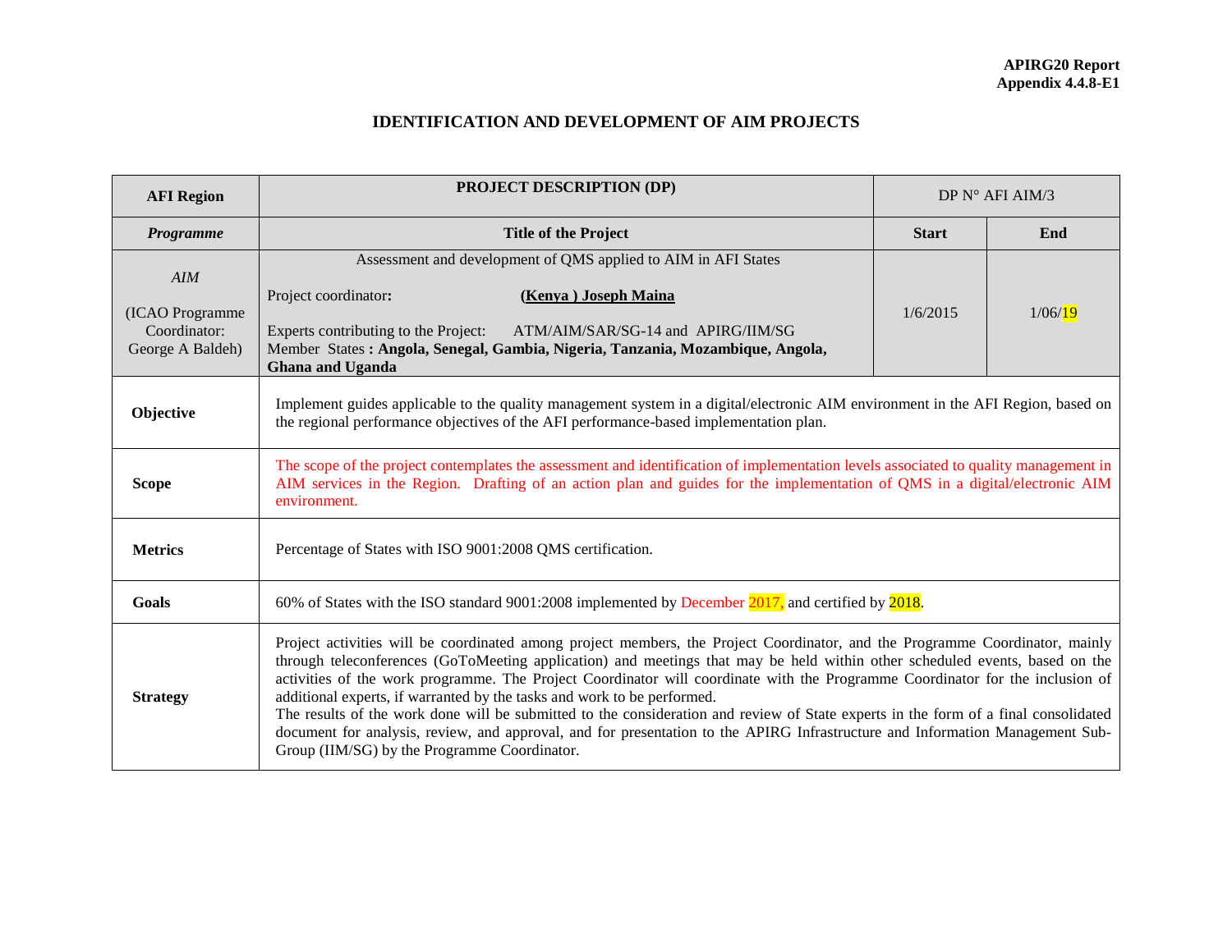**APIRG20 Report**
**Appendix 4.4.8-E1**

# IDENTIFICATION AND DEVELOPMENT OF AIM PROJECTS

| **AFI Region** | **PROJECT DESCRIPTION (DP)** | DP N° AFI AIM/3 | |
|---|---|---|---|
| ***Programme*** | **Title of the Project** | **Start** | **End** |
| *AIM*<br><br>(ICAO Programme Coordinator: George A Baldeh) | Assessment and development of QMS applied to AIM in AFI States<br><br>Project coordinator**:** **(Kenya ) Joseph Maina**<br><br>Experts contributing to the Project: ATM/AIM/SAR/SG-14 and APIRG/IIM/SG<br>Member States **: Angola, Senegal, Gambia, Nigeria, Tanzania, Mozambique, Angola, Ghana and Uganda** | 1/6/2015 | 1/06/19 |
| **Objective** | Implement guides applicable to the quality management system in a digital/electronic AIM environment in the AFI Region, based on the regional performance objectives of the AFI performance-based implementation plan. | | |
| **Scope** | The scope of the project contemplates the assessment and identification of implementation levels associated to quality management in AIM services in the Region. Drafting of an action plan and guides for the implementation of QMS in a digital/electronic AIM environment. | | |
| **Metrics** | Percentage of States with ISO 9001:2008 QMS certification. | | |
| **Goals** | 60% of States with the ISO standard 9001:2008 implemented by December 2017, and certified by 2018. | | |
| **Strategy** | Project activities will be coordinated among project members, the Project Coordinator, and the Programme Coordinator, mainly through teleconferences (GoToMeeting application) and meetings that may be held within other scheduled events, based on the activities of the work programme. The Project Coordinator will coordinate with the Programme Coordinator for the inclusion of additional experts, if warranted by the tasks and work to be performed.<br>The results of the work done will be submitted to the consideration and review of State experts in the form of a final consolidated document for analysis, review, and approval, and for presentation to the APIRG Infrastructure and Information Management Sub-Group (IIM/SG) by the Programme Coordinator. | | |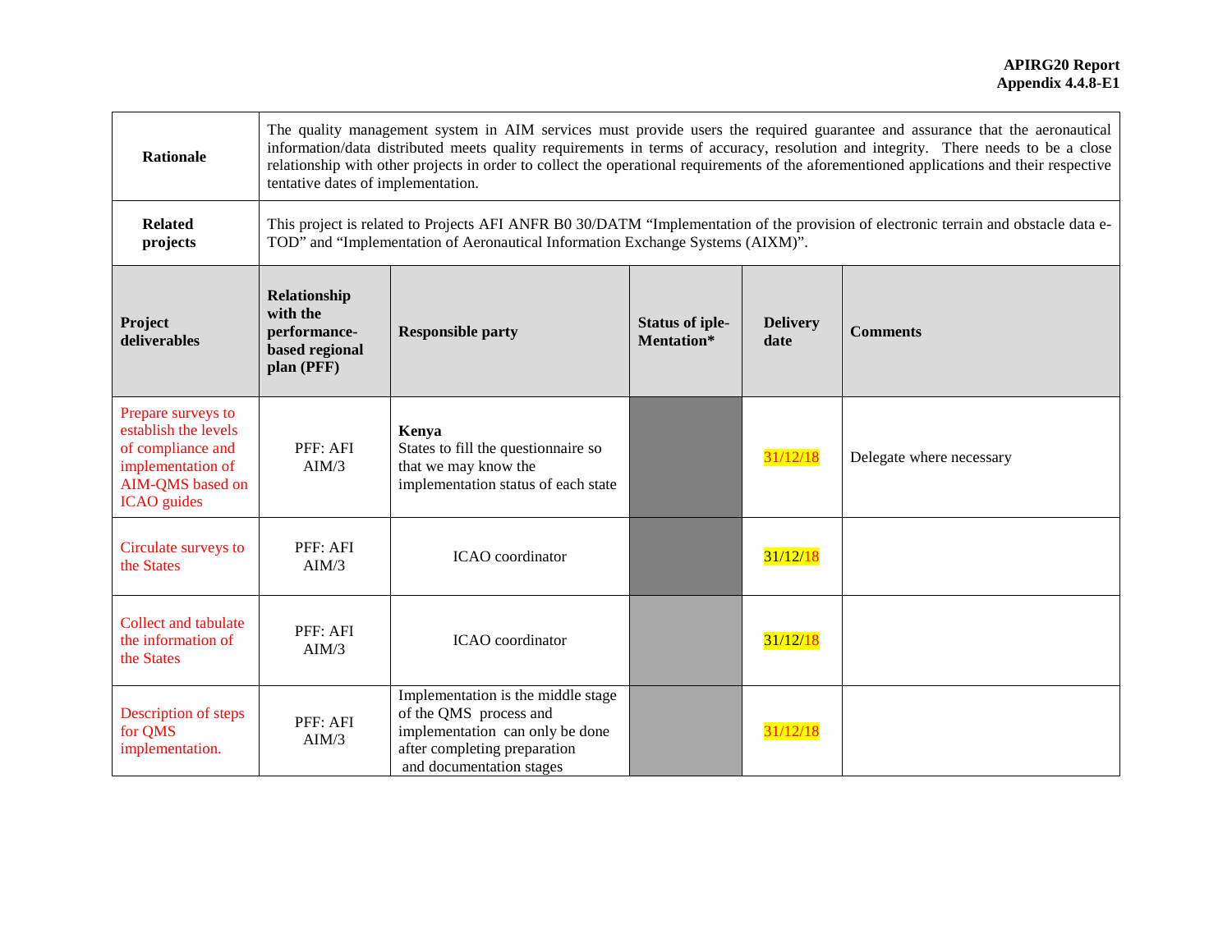| | | | | | |
|---|---|---|---|---|---|
| **Rationale** | The quality management system in AIM services must provide users the required guarantee and assurance that the aeronautical information/data distributed meets quality requirements in terms of accuracy, resolution and integrity. There needs to be a close relationship with other projects in order to collect the operational requirements of the aforementioned applications and their respective tentative dates of implementation. | | | | |
| **Related projects** | This project is related to Projects AFI ANFR B0 30/DATM "Implementation of the provision of electronic terrain and obstacle data e-TOD" and "Implementation of Aeronautical Information Exchange Systems (AIXM)". | | | | |
| **Project deliverables** | **Relationship with the performance-based regional plan (PFF)** | **Responsible party** | **Status of iple-Mentation*** | **Delivery date** | **Comments** |
| Prepare surveys to establish the levels of compliance and implementation of AIM-QMS based on ICAO guides | PFF: AFI AIM/3 | **Kenya** States to fill the questionnaire so that we may know the implementation status of each state | | 31/12/18 | Delegate where necessary |
| Circulate surveys to the States | PFF: AFI AIM/3 | ICAO coordinator | | 31/12/18 | |
| Collect and tabulate the information of the States | PFF: AFI AIM/3 | ICAO coordinator | | 31/12/18 | |
| Description of steps for QMS implementation. | PFF: AFI AIM/3 | Implementation is the middle stage of the QMS process and implementation can only be done after completing preparation and documentation stages | | 31/12/18 | |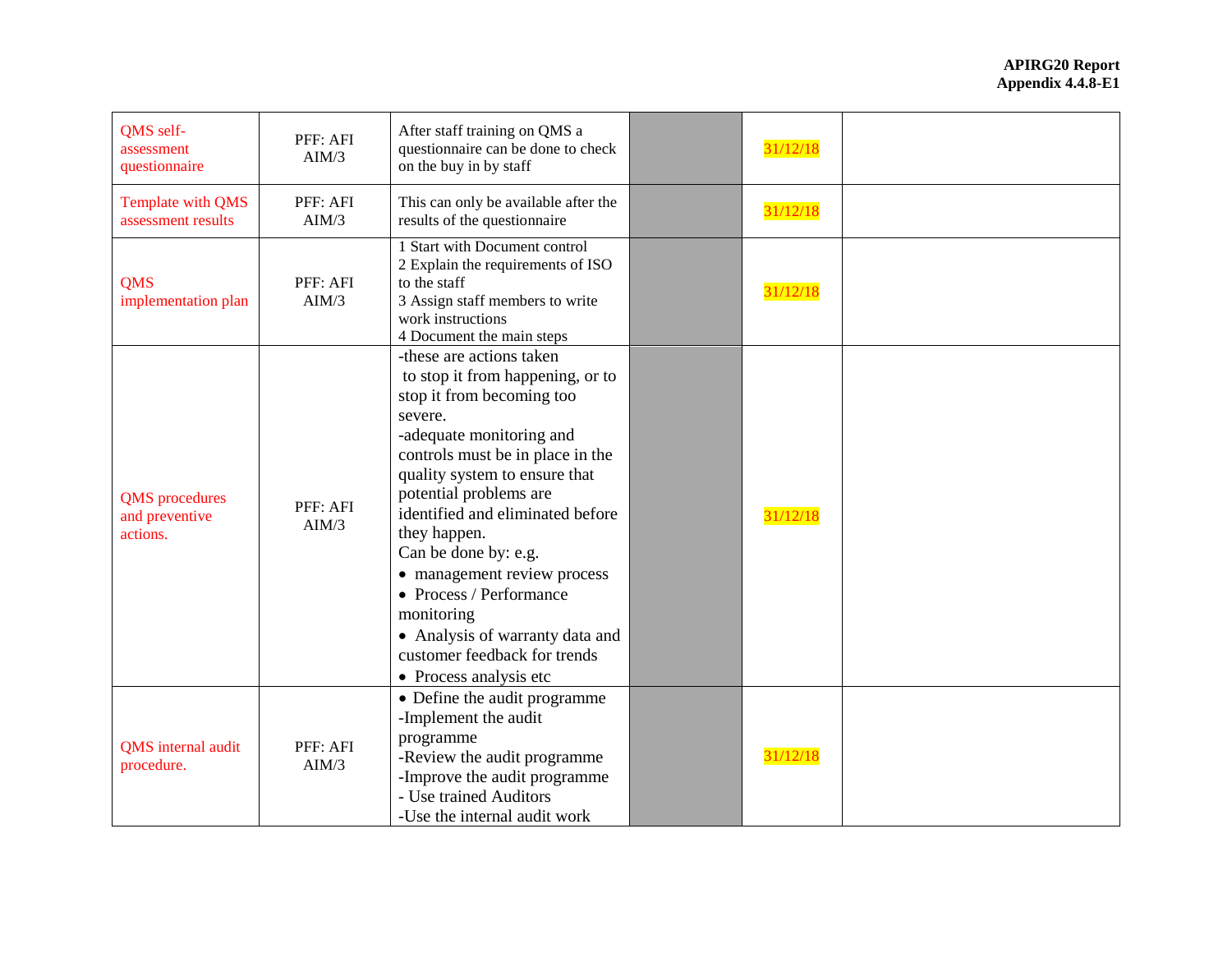| | | | | | |
|---|---|---|---|---|---|
| QMS self-assessment questionnaire | PFF: AFI AIM/3 | After staff training on QMS a questionnaire can be done to check on the buy in by staff | | 31/12/18 | |
| Template with QMS assessment results | PFF: AFI AIM/3 | This can only be available after the results of the questionnaire | | 31/12/18 | |
| QMS implementation plan | PFF: AFI AIM/3 | 1 Start with Document control<br>2 Explain the requirements of ISO to the staff<br>3 Assign staff members to write work instructions<br>4 Document the main steps | | 31/12/18 | |
| QMS procedures and preventive actions. | PFF: AFI AIM/3 | -these are actions taken to stop it from happening, or to stop it from becoming too severe.<br>-adequate monitoring and controls must be in place in the quality system to ensure that potential problems are identified and eliminated before they happen.<br>Can be done by: e.g.<br>• management review process<br>• Process / Performance monitoring<br>• Analysis of warranty data and customer feedback for trends<br>• Process analysis etc | | 31/12/18 | |
| QMS internal audit procedure. | PFF: AFI AIM/3 | • Define the audit programme<br>-Implement the audit programme<br>-Review the audit programme<br>-Improve the audit programme<br>- Use trained Auditors<br>-Use the internal audit work | | 31/12/18 | |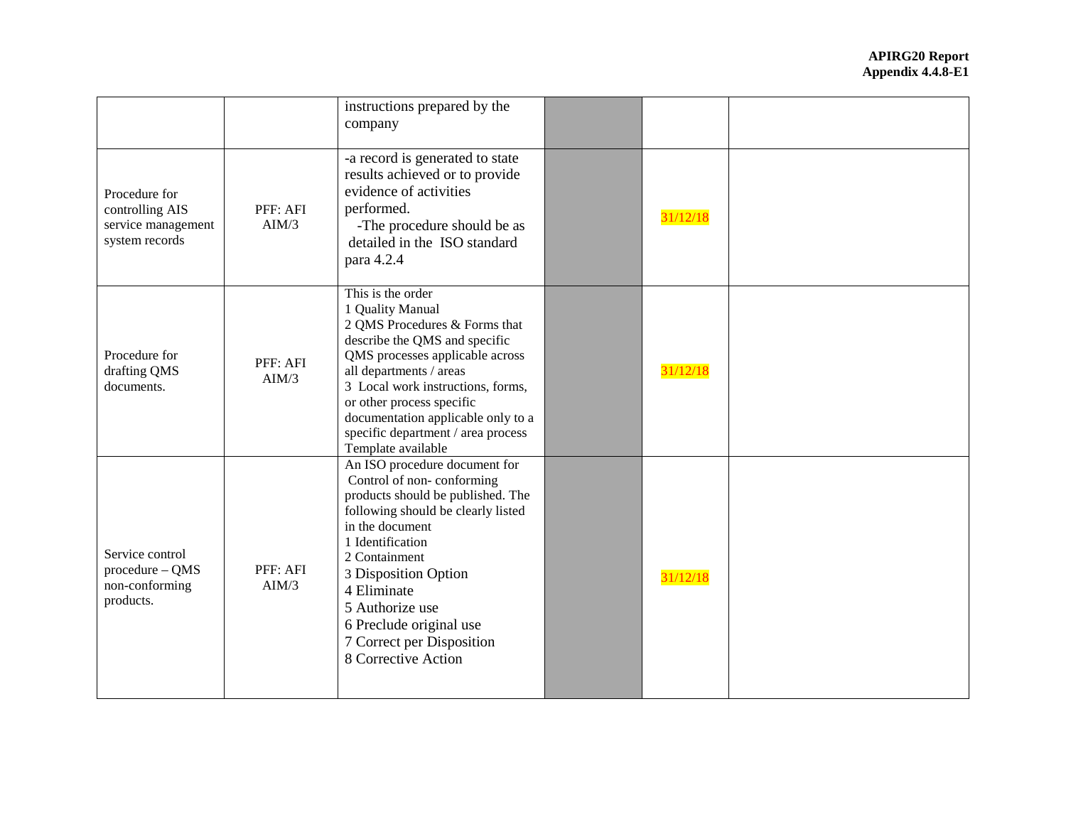| | | | | | |
|---|---|---|---|---|---|
| | | instructions prepared by the company | | | |
| Procedure for controlling AIS service management system records | PFF: AFI AIM/3 | -a record is generated to state results achieved or to provide evidence of activities performed.<br>-The procedure should be as detailed in the ISO standard para 4.2.4 | | 31/12/18 | |
| Procedure for drafting QMS documents. | PFF: AFI AIM/3 | This is the order<br>1 Quality Manual<br>2 QMS Procedures & Forms that describe the QMS and specific QMS processes applicable across all departments / areas<br>3 Local work instructions, forms, or other process specific documentation applicable only to a specific department / area process<br>Template available | | 31/12/18 | |
| Service control procedure – QMS non-conforming products. | PFF: AFI AIM/3 | An ISO procedure document for Control of non- conforming products should be published. The following should be clearly listed in the document<br>1 Identification<br>2 Containment<br>3 Disposition Option<br>4 Eliminate<br>5 Authorize use<br>6 Preclude original use<br>7 Correct per Disposition<br>8 Corrective Action | | 31/12/18 | |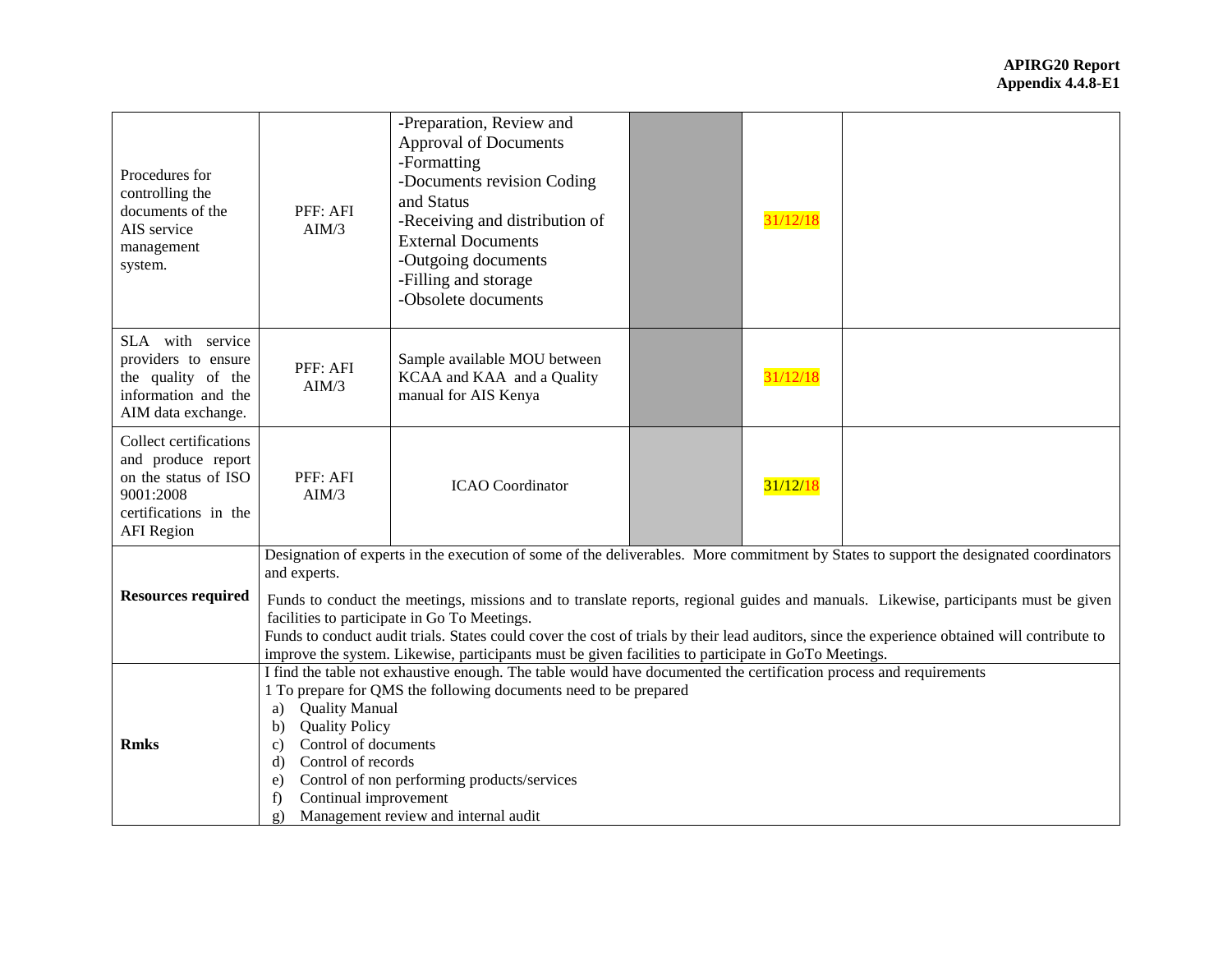| | | | | | |
|---|---|---|---|---|---|
| Procedures for controlling the documents of the AIS service management system. | PFF: AFI AIM/3 | -Preparation, Review and Approval of Documents<br>-Formatting<br>-Documents revision Coding and Status<br>-Receiving and distribution of External Documents<br>-Outgoing documents<br>-Filling and storage<br>-Obsolete documents | | 31/12/18 | |
| SLA with service providers to ensure the quality of the information and the AIM data exchange. | PFF: AFI AIM/3 | Sample available MOU between KCAA and KAA and a Quality manual for AIS Kenya | | 31/12/18 | |
| Collect certifications and produce report on the status of ISO 9001:2008 certifications in the AFI Region | PFF: AFI AIM/3 | ICAO Coordinator | | 31/12/18 | |
| **Resources required** | Designation of experts in the execution of some of the deliverables. More commitment by States to support the designated coordinators and experts.<br><br>Funds to conduct the meetings, missions and to translate reports, regional guides and manuals. Likewise, participants must be given facilities to participate in Go To Meetings.<br>Funds to conduct audit trials. States could cover the cost of trials by their lead auditors, since the experience obtained will contribute to improve the system. Likewise, participants must be given facilities to participate in GoTo Meetings. | | | | |
| **Rmks** | I find the table not exhaustive enough. The table would have documented the certification process and requirements<br>1 To prepare for QMS the following documents need to be prepared<br>a) Quality Manual<br>b) Quality Policy<br>c) Control of documents<br>d) Control of records<br>e) Control of non performing products/services<br>f) Continual improvement<br>g) Management review and internal audit | | | | |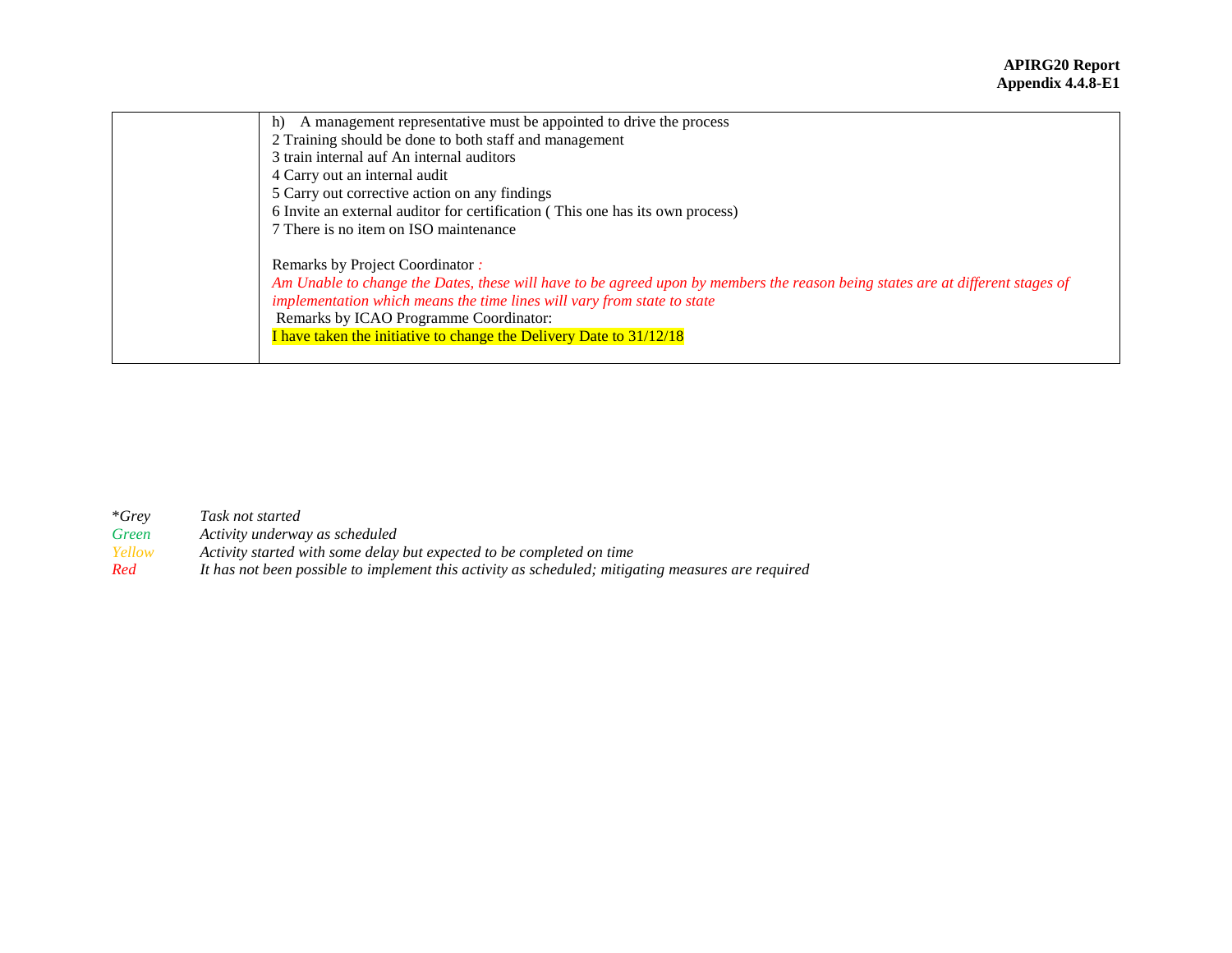| | |
|---|---|
| | h) A management representative must be appointed to drive the process<br>2 Training should be done to both staff and management<br>3 train internal auf An internal auditors<br>4 Carry out an internal audit<br>5 Carry out corrective action on any findings<br>6 Invite an external auditor for certification ( This one has its own process)<br>7 There is no item on ISO maintenance<br><br>Remarks by Project Coordinator *:*<br>*Am Unable to change the Dates, these will have to be agreed upon by members the reason being states are at different stages of implementation which means the time lines will vary from state to state*<br>Remarks by ICAO Programme Coordinator:<br>I have taken the initiative to change the Delivery Date to 31/12/18 |

*\*Grey* *Task not started*
*Green* *Activity underway as scheduled*
*Yellow* *Activity started with some delay but expected to be completed on time*
*Red* *It has not been possible to implement this activity as scheduled; mitigating measures are required*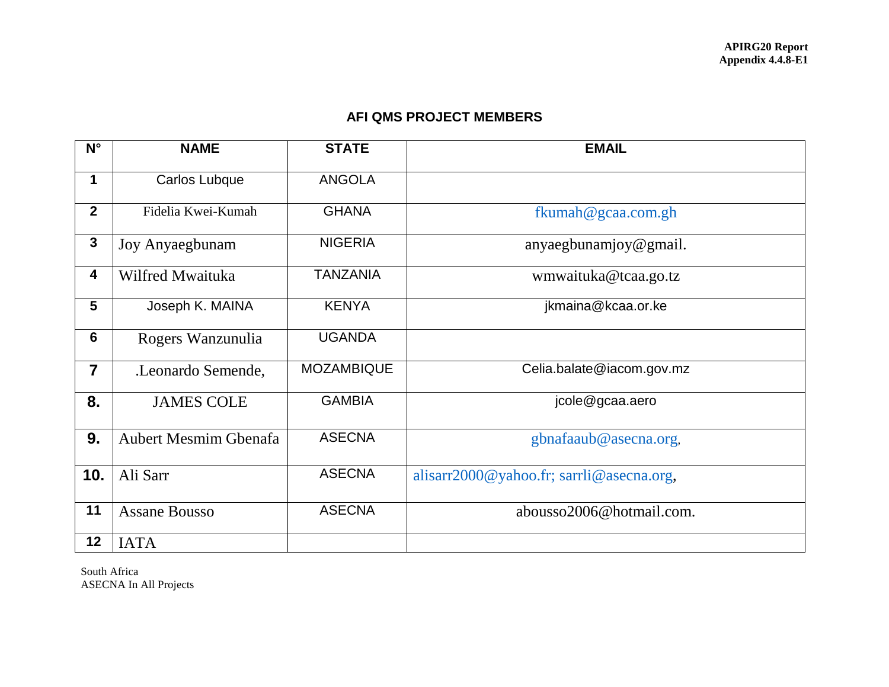## AFI QMS PROJECT MEMBERS

| N° | NAME | STATE | EMAIL |
|---|---|---|---|
| 1 | Carlos Lubque | ANGOLA | |
| 2 | Fidelia Kwei-Kumah | GHANA | fkumah@gcaa.com.gh |
| 3 | Joy Anyaegbunam | NIGERIA | anyaegbunamjoy@gmail. |
| 4 | Wilfred Mwaituka | TANZANIA | wmwaituka@tcaa.go.tz |
| 5 | Joseph K. MAINA | KENYA | jkmaina@kcaa.or.ke |
| 6 | Rogers Wanzunulia | UGANDA | |
| 7 | .Leonardo Semende, | MOZAMBIQUE | Celia.balate@iacom.gov.mz |
| 8. | JAMES COLE | GAMBIA | jcole@gcaa.aero |
| 9. | Aubert Mesmim Gbenafa | ASECNA | gbnafaaub@asecna.org, |
| 10. | Ali Sarr | ASECNA | alisarr2000@yahoo.fr; sarrli@asecna.org, |
| 11 | Assane Bousso | ASECNA | abousso2006@hotmail.com. |
| 12 | IATA | | |

South Africa
ASECNA In All Projects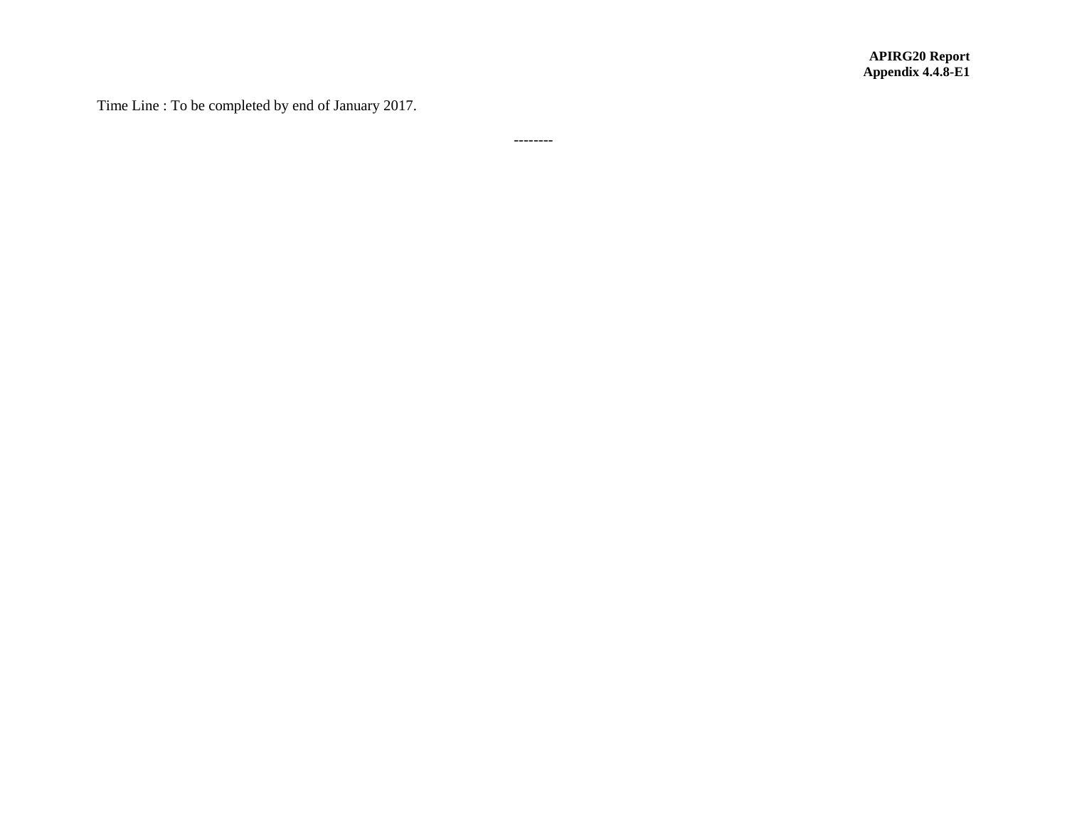Time Line : To be completed by end of January 2017.

--------